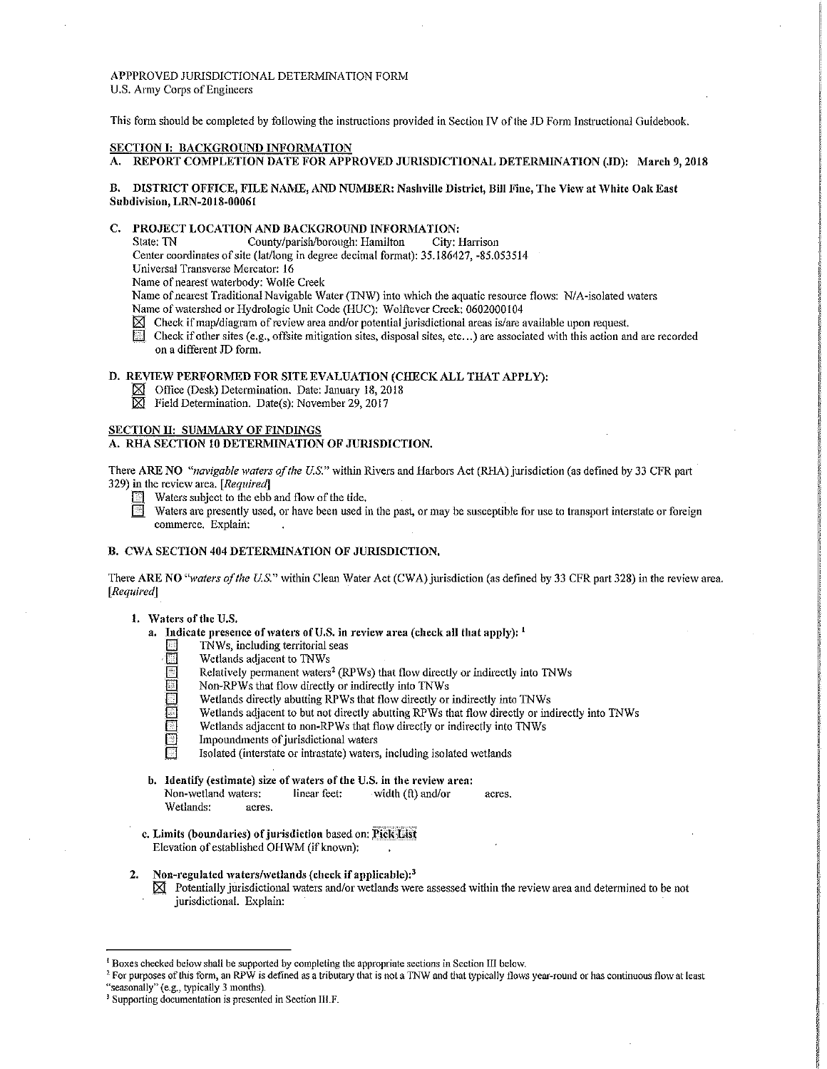APPPROVED JURISDICTIONAL DETERMINATION FORM
U.S. Army Corps of Engineers

This form should be completed by following the instructions provided in Section IV of the JD Form Instructional Guidebook.

## SECTION I: BACKGROUND INFORMATION

**A. REPORT COMPLETION DATE FOR APPROVED JURISDICTIONAL DETERMINATION (JD): March 9, 2018**

**B. DISTRICT OFFICE, FILE NAME, AND NUMBER: Nashville District, Bill Fine, The View at White Oak East Subdivision, LRN-2018-00061**

**C. PROJECT LOCATION AND BACKGROUND INFORMATION:**

State: TN County/parish/borough: Hamilton City: Harrison
Center coordinates of site (lat/long in degree decimal format): 35.186427, -85.053514
Universal Transverse Mercator: 16
Name of nearest waterbody: Wolfe Creek
Name of nearest Traditional Navigable Water (TNW) into which the aquatic resource flows: N/A-isolated waters
Name of watershed or Hydrologic Unit Code (HUC): Wolftever Creek: 0602000104

- ☒ Check if map/diagram of review area and/or potential jurisdictional areas is/are available upon request.
- ☐ Check if other sites (e.g., offsite mitigation sites, disposal sites, etc...) are associated with this action and are recorded on a different JD form.

**D. REVIEW PERFORMED FOR SITE EVALUATION (CHECK ALL THAT APPLY):**

- ☒ Office (Desk) Determination. Date: January 18, 2018
- ☒ Field Determination. Date(s): November 29, 2017

## SECTION II: SUMMARY OF FINDINGS

**A. RHA SECTION 10 DETERMINATION OF JURISDICTION.**

There **ARE NO** "*navigable waters of the U.S.*" within Rivers and Harbors Act (RHA) jurisdiction (as defined by 33 CFR part 329) in the review area. [*Required*]

- ☐ Waters subject to the ebb and flow of the tide.
- ☐ Waters are presently used, or have been used in the past, or may be susceptible for use to transport interstate or foreign commerce. Explain: .

**B. CWA SECTION 404 DETERMINATION OF JURISDICTION.**

There **ARE NO** "*waters of the U.S.*" within Clean Water Act (CWA) jurisdiction (as defined by 33 CFR part 328) in the review area. [*Required*]

**1. Waters of the U.S.**

**a. Indicate presence of waters of U.S. in review area (check all that apply):** [1]

- ☐ TNWs, including territorial seas
- ☐ Wetlands adjacent to TNWs
- ☐ Relatively permanent waters[2] (RPWs) that flow directly or indirectly into TNWs
- ☐ Non-RPWs that flow directly or indirectly into TNWs
- ☐ Wetlands directly abutting RPWs that flow directly or indirectly into TNWs
- ☐ Wetlands adjacent to but not directly abutting RPWs that flow directly or indirectly into TNWs
- ☐ Wetlands adjacent to non-RPWs that flow directly or indirectly into TNWs
- ☐ Impoundments of jurisdictional waters
- ☐ Isolated (interstate or intrastate) waters, including isolated wetlands

**b. Identify (estimate) size of waters of the U.S. in the review area:**

Non-wetland waters: linear feet: width (ft) and/or acres.
Wetlands: acres.

**c. Limits (boundaries) of jurisdiction** based on: Pick List
Elevation of established OHWM (if known): .

**2. Non-regulated waters/wetlands (check if applicable):**[3]

- ☒ Potentially jurisdictional waters and/or wetlands were assessed within the review area and determined to be not jurisdictional. Explain:

---

[1] Boxes checked below shall be supported by completing the appropriate sections in Section III below.

[2] For purposes of this form, an RPW is defined as a tributary that is not a TNW and that typically flows year-round or has continuous flow at least "seasonally" (e.g., typically 3 months).

[3] Supporting documentation is presented in Section III.F.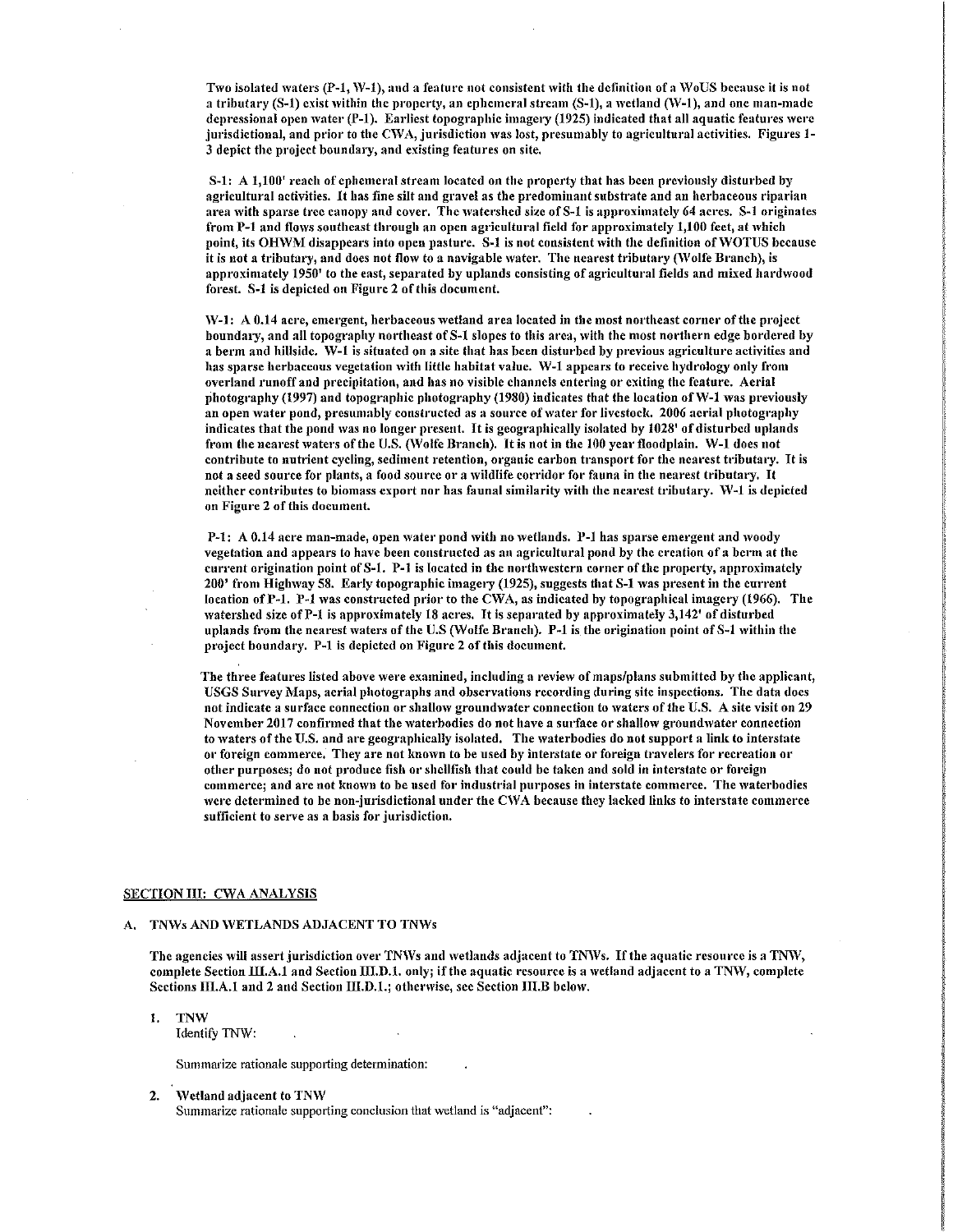Two isolated waters (P-1, W-1), and a feature not consistent with the definition of a WoUS because it is not a tributary (S-1) exist within the property, an ephemeral stream (S-1), a wetland (W-1), and one man-made depressional open water (P-1). Earliest topographic imagery (1925) indicated that all aquatic features were jurisdictional, and prior to the CWA, jurisdiction was lost, presumably to agricultural activities. Figures 1-3 depict the project boundary, and existing features on site.

S-1: A 1,100' reach of ephemeral stream located on the property that has been previously disturbed by agricultural activities. It has fine silt and gravel as the predominant substrate and an herbaceous riparian area with sparse tree canopy and cover. The watershed size of S-1 is approximately 64 acres. S-1 originates from P-1 and flows southeast through an open agricultural field for approximately 1,100 feet, at which point, its OHWM disappears into open pasture. S-1 is not consistent with the definition of WOTUS because it is not a tributary, and does not flow to a navigable water. The nearest tributary (Wolfe Branch), is approximately 1950' to the east, separated by uplands consisting of agricultural fields and mixed hardwood forest. S-1 is depicted on Figure 2 of this document.

W-1: A 0.14 acre, emergent, herbaceous wetland area located in the most northeast corner of the project boundary, and all topography northeast of S-1 slopes to this area, with the most northern edge bordered by a berm and hillside. W-1 is situated on a site that has been disturbed by previous agriculture activities and has sparse herbaceous vegetation with little habitat value. W-1 appears to receive hydrology only from overland runoff and precipitation, and has no visible channels entering or exiting the feature. Aerial photography (1997) and topographic photography (1980) indicates that the location of W-1 was previously an open water pond, presumably constructed as a source of water for livestock. 2006 aerial photography indicates that the pond was no longer present. It is geographically isolated by 1028' of disturbed uplands from the nearest waters of the U.S. (Wolfe Branch). It is not in the 100 year floodplain. W-1 does not contribute to nutrient cycling, sediment retention, organic carbon transport for the nearest tributary. It is not a seed source for plants, a food source or a wildlife corridor for fauna in the nearest tributary. It neither contributes to biomass export nor has faunal similarity with the nearest tributary. W-1 is depicted on Figure 2 of this document.

P-1: A 0.14 acre man-made, open water pond with no wetlands. P-1 has sparse emergent and woody vegetation and appears to have been constructed as an agricultural pond by the creation of a berm at the current origination point of S-1. P-1 is located in the northwestern corner of the property, approximately 200' from Highway 58. Early topographic imagery (1925), suggests that S-1 was present in the current location of P-1. P-1 was constructed prior to the CWA, as indicated by topographical imagery (1966). The watershed size of P-1 is approximately 18 acres. It is separated by approximately 3,142' of disturbed uplands from the nearest waters of the U.S (Wolfe Branch). P-1 is the origination point of S-1 within the project boundary. P-1 is depicted on Figure 2 of this document.

The three features listed above were examined, including a review of maps/plans submitted by the applicant, USGS Survey Maps, aerial photographs and observations recording during site inspections. The data does not indicate a surface connection or shallow groundwater connection to waters of the U.S. A site visit on 29 November 2017 confirmed that the waterbodies do not have a surface or shallow groundwater connection to waters of the U.S. and are geographically isolated. The waterbodies do not support a link to interstate or foreign commerce. They are not known to be used by interstate or foreign travelers for recreation or other purposes; do not produce fish or shellfish that could be taken and sold in interstate or foreign commerce; and are not known to be used for industrial purposes in interstate commerce. The waterbodies were determined to be non-jurisdictional under the CWA because they lacked links to interstate commerce sufficient to serve as a basis for jurisdiction.

## SECTION III: CWA ANALYSIS

### A. TNWs AND WETLANDS ADJACENT TO TNWs

The agencies will assert jurisdiction over TNWs and wetlands adjacent to TNWs. If the aquatic resource is a TNW, complete Section III.A.1 and Section III.D.1. only; if the aquatic resource is a wetland adjacent to a TNW, complete Sections III.A.1 and 2 and Section III.D.1.; otherwise, see Section III.B below.

1. **TNW**
   Identify TNW:

   Summarize rationale supporting determination:

2. **Wetland adjacent to TNW**
   Summarize rationale supporting conclusion that wetland is "adjacent":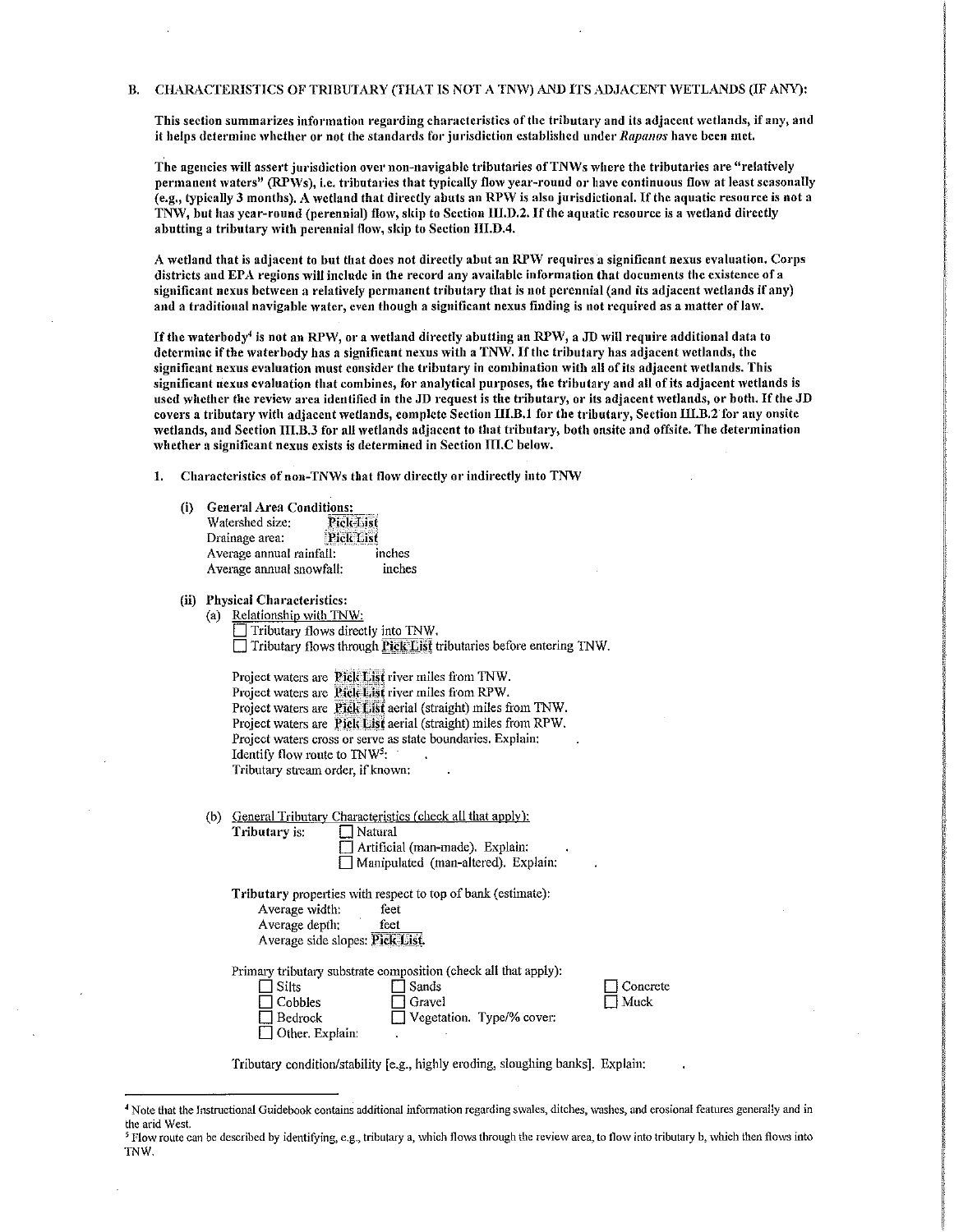## B. CHARACTERISTICS OF TRIBUTARY (THAT IS NOT A TNW) AND ITS ADJACENT WETLANDS (IF ANY):

**This section summarizes information regarding characteristics of the tributary and its adjacent wetlands, if any, and it helps determine whether or not the standards for jurisdiction established under *Rapanos* have been met.**

**The agencies will assert jurisdiction over non-navigable tributaries of TNWs where the tributaries are "relatively permanent waters" (RPWs), i.e. tributaries that typically flow year-round or have continuous flow at least seasonally (e.g., typically 3 months). A wetland that directly abuts an RPW is also jurisdictional. If the aquatic resource is not a TNW, but has year-round (perennial) flow, skip to Section III.D.2. If the aquatic resource is a wetland directly abutting a tributary with perennial flow, skip to Section III.D.4.**

**A wetland that is adjacent to but that does not directly abut an RPW requires a significant nexus evaluation. Corps districts and EPA regions will include in the record any available information that documents the existence of a significant nexus between a relatively permanent tributary that is not perennial (and its adjacent wetlands if any) and a traditional navigable water, even though a significant nexus finding is not required as a matter of law.**

**If the waterbody[4] is not an RPW, or a wetland directly abutting an RPW, a JD will require additional data to determine if the waterbody has a significant nexus with a TNW. If the tributary has adjacent wetlands, the significant nexus evaluation must consider the tributary in combination with all of its adjacent wetlands. This significant nexus evaluation that combines, for analytical purposes, the tributary and all of its adjacent wetlands is used whether the review area identified in the JD request is the tributary, or its adjacent wetlands, or both. If the JD covers a tributary with adjacent wetlands, complete Section III.B.1 for the tributary, Section III.B.2 for any onsite wetlands, and Section III.B.3 for all wetlands adjacent to that tributary, both onsite and offsite. The determination whether a significant nexus exists is determined in Section III.C below.**

1. Characteristics of non-TNWs that flow directly or indirectly into TNW

   (i) **General Area Conditions:**
   Watershed size: Pick List
   Drainage area: Pick List
   Average annual rainfall: inches
   Average annual snowfall: inches

   (ii) **Physical Characteristics:**
   (a) Relationship with TNW:
   ☐ Tributary flows directly into TNW.
   ☐ Tributary flows through Pick List tributaries before entering TNW.

   Project waters are Pick List river miles from TNW.
   Project waters are Pick List river miles from RPW.
   Project waters are Pick List aerial (straight) miles from TNW.
   Project waters are Pick List aerial (straight) miles from RPW.
   Project waters cross or serve as state boundaries. Explain: .
   Identify flow route to TNW[5]: .
   Tributary stream order, if known: .

   (b) General Tributary Characteristics (check all that apply):
   **Tributary** is: ☐ Natural
   ☐ Artificial (man-made). Explain: .
   ☐ Manipulated (man-altered). Explain: .

   **Tributary** properties with respect to top of bank (estimate):
   Average width: feet
   Average depth: feet
   Average side slopes: Pick List.

   Primary tributary substrate composition (check all that apply):
   ☐ Silts ☐ Sands ☐ Concrete
   ☐ Cobbles ☐ Gravel ☐ Muck
   ☐ Bedrock ☐ Vegetation. Type/% cover: .
   ☐ Other. Explain: .

   Tributary condition/stability [e.g., highly eroding, sloughing banks]. Explain: .

---

[4] Note that the Instructional Guidebook contains additional information regarding swales, ditches, washes, and erosional features generally and in the arid West.

[5] Flow route can be described by identifying, e.g., tributary a, which flows through the review area, to flow into tributary b, which then flows into TNW.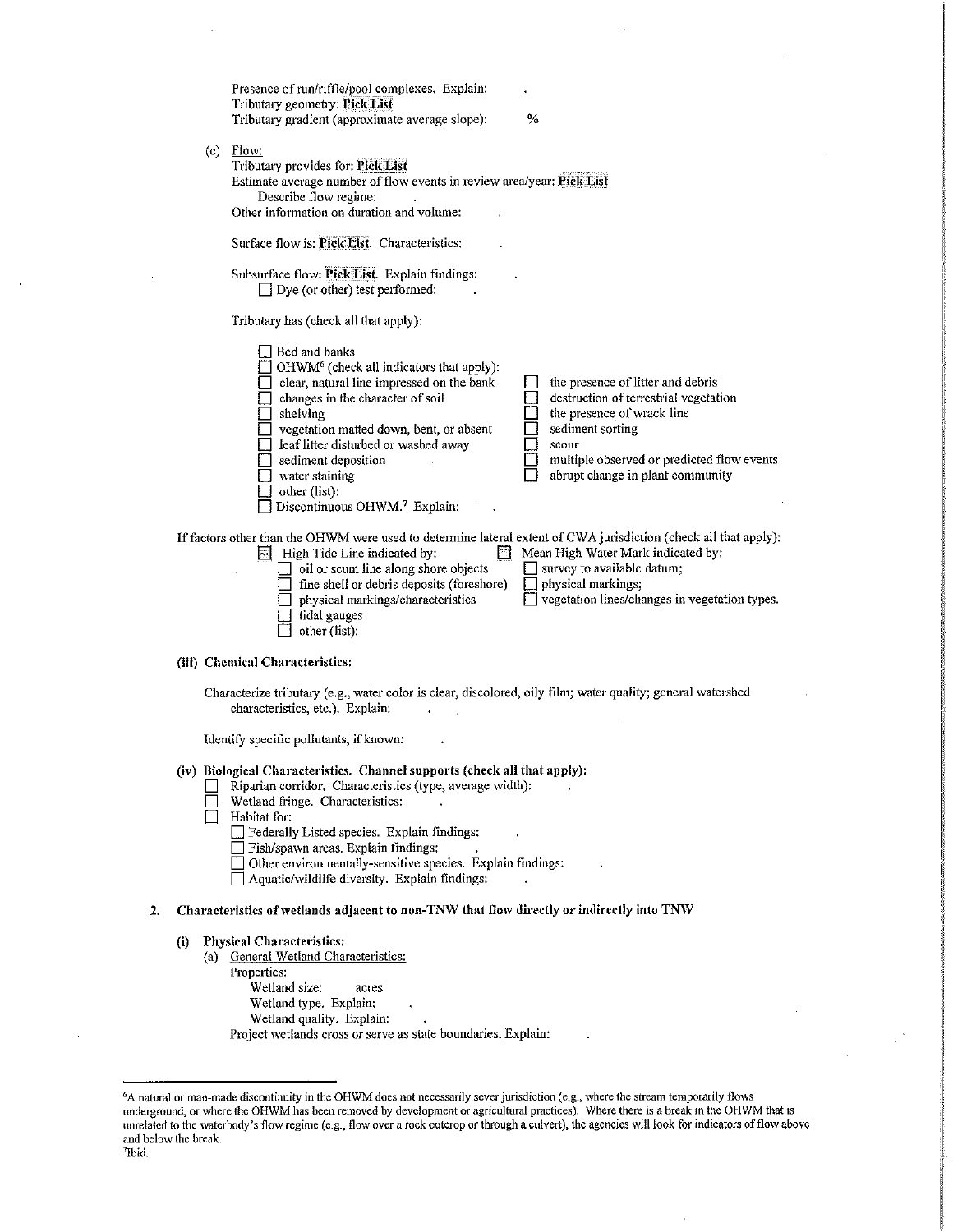Presence of run/riffle/pool complexes. Explain: .
Tributary geometry: **Pick List**
Tributary gradient (approximate average slope): %

(c) Flow:
Tributary provides for: **Pick List**
Estimate average number of flow events in review area/year: **Pick List**
Describe flow regime: .
Other information on duration and volume: .

Surface flow is: **Pick List**. Characteristics: .

Subsurface flow: **Pick List**. Explain findings: .
☐ Dye (or other) test performed: .

Tributary has (check all that apply):

- ☐ Bed and banks
- ☐ OHWM[6] (check all indicators that apply):
  - ☐ clear, natural line impressed on the bank
  - ☐ changes in the character of soil
  - ☐ shelving
  - ☐ vegetation matted down, bent, or absent
  - ☐ leaf litter disturbed or washed away
  - ☐ sediment deposition
  - ☐ water staining
  - ☐ other (list):
  - ☐ the presence of litter and debris
  - ☐ destruction of terrestrial vegetation
  - ☐ the presence of wrack line
  - ☐ sediment sorting
  - ☐ scour
  - ☐ multiple observed or predicted flow events
  - ☐ abrupt change in plant community
- ☐ Discontinuous OHWM.[7] Explain: .

If factors other than the OHWM were used to determine lateral extent of CWA jurisdiction (check all that apply):

- ☐ High Tide Line indicated by:
  - ☐ oil or scum line along shore objects
  - ☐ fine shell or debris deposits (foreshore)
  - ☐ physical markings/characteristics
  - ☐ tidal gauges
  - ☐ other (list):
- ☐ Mean High Water Mark indicated by:
  - ☐ survey to available datum;
  - ☐ physical markings;
  - ☐ vegetation lines/changes in vegetation types.

**(iii) Chemical Characteristics:**

Characterize tributary (e.g., water color is clear, discolored, oily film; water quality; general watershed characteristics, etc.). Explain: .

Identify specific pollutants, if known: .

**(iv) Biological Characteristics. Channel supports (check all that apply):**

- ☐ Riparian corridor. Characteristics (type, average width): .
- ☐ Wetland fringe. Characteristics: .
- ☐ Habitat for:
  - ☐ Federally Listed species. Explain findings: .
  - ☐ Fish/spawn areas. Explain findings: .
  - ☐ Other environmentally-sensitive species. Explain findings: .
  - ☐ Aquatic/wildlife diversity. Explain findings: .

**2. Characteristics of wetlands adjacent to non-TNW that flow directly or indirectly into TNW**

**(i) Physical Characteristics:**

(a) General Wetland Characteristics:
Properties:
Wetland size: acres
Wetland type. Explain: .
Wetland quality. Explain: .
Project wetlands cross or serve as state boundaries. Explain: .

---

[6] A natural or man-made discontinuity in the OHWM does not necessarily sever jurisdiction (e.g., where the stream temporarily flows underground, or where the OHWM has been removed by development or agricultural practices). Where there is a break in the OHWM that is unrelated to the waterbody's flow regime (e.g., flow over a rock outcrop or through a culvert), the agencies will look for indicators of flow above and below the break.

[7] Ibid.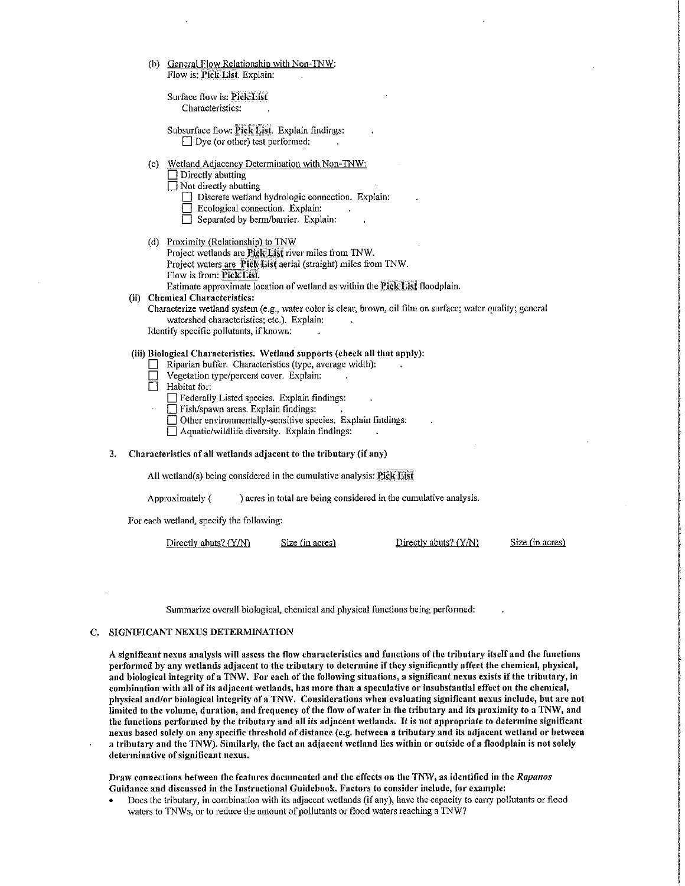(b) General Flow Relationship with Non-TNW:
Flow is: Pick List. Explain: .

Surface flow is: Pick List
Characteristics: .

Subsurface flow: Pick List. Explain findings: .
☐ Dye (or other) test performed: .

(c) Wetland Adjacency Determination with Non-TNW:
☐ Directly abutting
☐ Not directly abutting
☐ Discrete wetland hydrologic connection. Explain: .
☐ Ecological connection. Explain: .
☐ Separated by berm/barrier. Explain: .

(d) Proximity (Relationship) to TNW
Project wetlands are Pick List river miles from TNW.
Project waters are Pick List aerial (straight) miles from TNW.
Flow is from: Pick List.
Estimate approximate location of wetland as within the Pick List floodplain.

**(ii) Chemical Characteristics:**
Characterize wetland system (e.g., water color is clear, brown, oil film on surface; water quality; general watershed characteristics; etc.). Explain: .
Identify specific pollutants, if known: .

**(iii) Biological Characteristics. Wetland supports (check all that apply):**
☐ Riparian buffer. Characteristics (type, average width): .
☐ Vegetation type/percent cover. Explain: .
☐ Habitat for:
☐ Federally Listed species. Explain findings: .
☐ Fish/spawn areas. Explain findings: .
☐ Other environmentally-sensitive species. Explain findings: .
☐ Aquatic/wildlife diversity. Explain findings: .

**3. Characteristics of all wetlands adjacent to the tributary (if any)**

All wetland(s) being considered in the cumulative analysis: Pick List

Approximately ( ) acres in total are being considered in the cumulative analysis.

For each wetland, specify the following:

| Directly abuts? (Y/N) | Size (in acres) | Directly abuts? (Y/N) | Size (in acres) |
|---|---|---|---|

Summarize overall biological, chemical and physical functions being performed: .

## C. SIGNIFICANT NEXUS DETERMINATION

**A significant nexus analysis will assess the flow characteristics and functions of the tributary itself and the functions performed by any wetlands adjacent to the tributary to determine if they significantly affect the chemical, physical, and biological integrity of a TNW. For each of the following situations, a significant nexus exists if the tributary, in combination with all of its adjacent wetlands, has more than a speculative or insubstantial effect on the chemical, physical and/or biological integrity of a TNW. Considerations when evaluating significant nexus include, but are not limited to the volume, duration, and frequency of the flow of water in the tributary and its proximity to a TNW, and the functions performed by the tributary and all its adjacent wetlands. It is not appropriate to determine significant nexus based solely on any specific threshold of distance (e.g. between a tributary and its adjacent wetland or between a tributary and the TNW). Similarly, the fact an adjacent wetland lies within or outside of a floodplain is not solely determinative of significant nexus.**

**Draw connections between the features documented and the effects on the TNW, as identified in the *Rapanos* Guidance and discussed in the Instructional Guidebook. Factors to consider include, for example:**

- Does the tributary, in combination with its adjacent wetlands (if any), have the capacity to carry pollutants or flood waters to TNWs, or to reduce the amount of pollutants or flood waters reaching a TNW?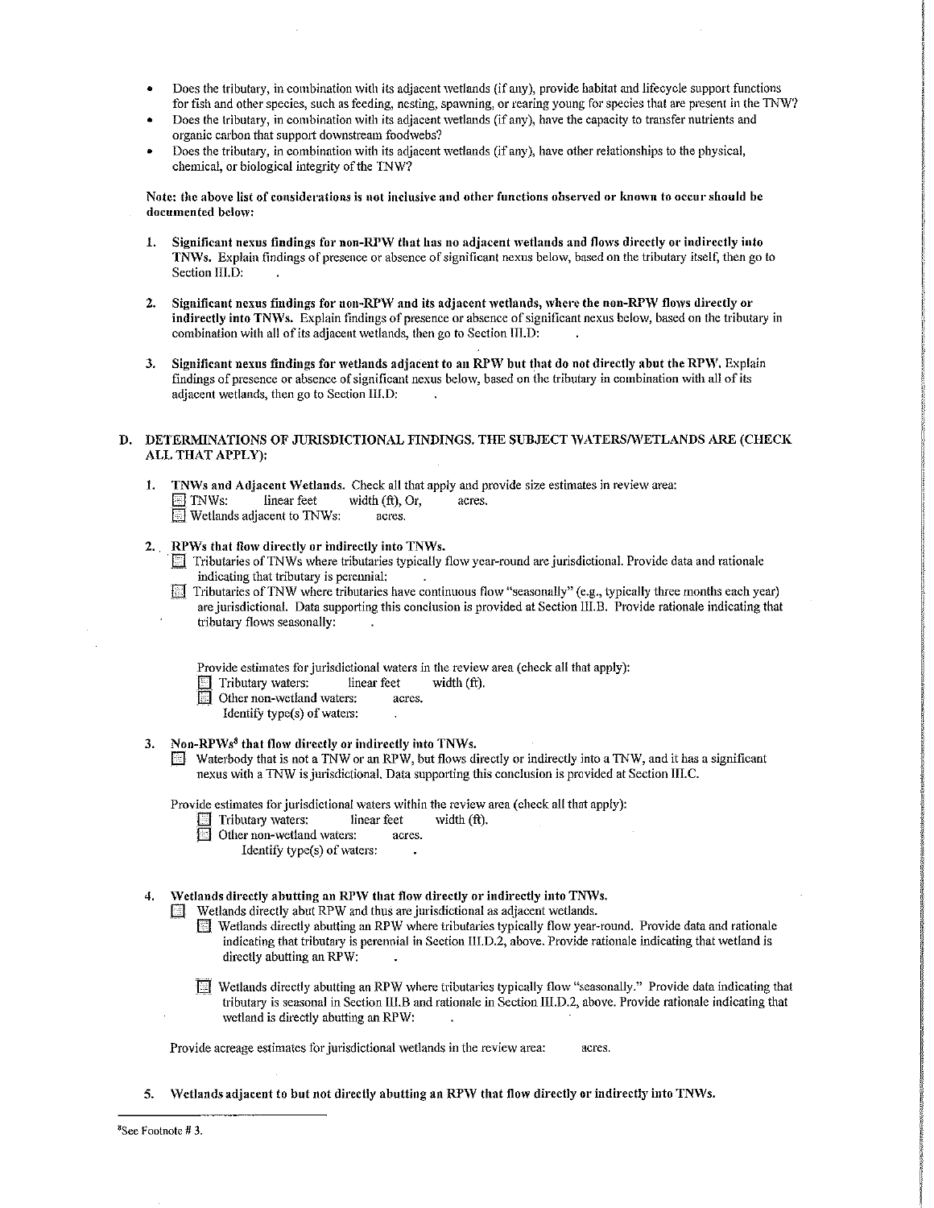- Does the tributary, in combination with its adjacent wetlands (if any), provide habitat and lifecycle support functions for fish and other species, such as feeding, nesting, spawning, or rearing young for species that are present in the TNW?
- Does the tributary, in combination with its adjacent wetlands (if any), have the capacity to transfer nutrients and organic carbon that support downstream foodwebs?
- Does the tributary, in combination with its adjacent wetlands (if any), have other relationships to the physical, chemical, or biological integrity of the TNW?

**Note: the above list of considerations is not inclusive and other functions observed or known to occur should be documented below:**

1. **Significant nexus findings for non-RPW that has no adjacent wetlands and flows directly or indirectly into TNWs.** Explain findings of presence or absence of significant nexus below, based on the tributary itself, then go to Section III.D: .

2. **Significant nexus findings for non-RPW and its adjacent wetlands, where the non-RPW flows directly or indirectly into TNWs.** Explain findings of presence or absence of significant nexus below, based on the tributary in combination with all of its adjacent wetlands, then go to Section III.D: .

3. **Significant nexus findings for wetlands adjacent to an RPW but that do not directly abut the RPW.** Explain findings of presence or absence of significant nexus below, based on the tributary in combination with all of its adjacent wetlands, then go to Section III.D: .

## D. DETERMINATIONS OF JURISDICTIONAL FINDINGS. THE SUBJECT WATERS/WETLANDS ARE (CHECK ALL THAT APPLY):

1. **TNWs and Adjacent Wetlands.** Check all that apply and provide size estimates in review area:
   - ☐ TNWs: linear feet width (ft), Or, acres.
   - ☐ Wetlands adjacent to TNWs: acres.

2. **RPWs that flow directly or indirectly into TNWs.**
   - ☐ Tributaries of TNWs where tributaries typically flow year-round are jurisdictional. Provide data and rationale indicating that tributary is perennial: .
   - ☐ Tributaries of TNW where tributaries have continuous flow "seasonally" (e.g., typically three months each year) are jurisdictional. Data supporting this conclusion is provided at Section III.B. Provide rationale indicating that tributary flows seasonally: .

   Provide estimates for jurisdictional waters in the review area (check all that apply):
   - ☐ Tributary waters: linear feet width (ft).
   - ☐ Other non-wetland waters: acres.
     Identify type(s) of waters: .

3. **Non-RPWs[8] that flow directly or indirectly into TNWs.**
   - ☐ Waterbody that is not a TNW or an RPW, but flows directly or indirectly into a TNW, and it has a significant nexus with a TNW is jurisdictional. Data supporting this conclusion is provided at Section III.C.

   Provide estimates for jurisdictional waters within the review area (check all that apply):
   - ☐ Tributary waters: linear feet width (ft).
   - ☐ Other non-wetland waters: acres.
     Identify type(s) of waters: .

4. **Wetlands directly abutting an RPW that flow directly or indirectly into TNWs.**
   - ☐ Wetlands directly abut RPW and thus are jurisdictional as adjacent wetlands.
     - ☐ Wetlands directly abutting an RPW where tributaries typically flow year-round. Provide data and rationale indicating that tributary is perennial in Section III.D.2, above. Provide rationale indicating that wetland is directly abutting an RPW: .
     - ☐ Wetlands directly abutting an RPW where tributaries typically flow "seasonally." Provide data indicating that tributary is seasonal in Section III.B and rationale in Section III.D.2, above. Provide rationale indicating that wetland is directly abutting an RPW: .

   Provide acreage estimates for jurisdictional wetlands in the review area: acres.

5. **Wetlands adjacent to but not directly abutting an RPW that flow directly or indirectly into TNWs.**

---

[8] See Footnote # 3.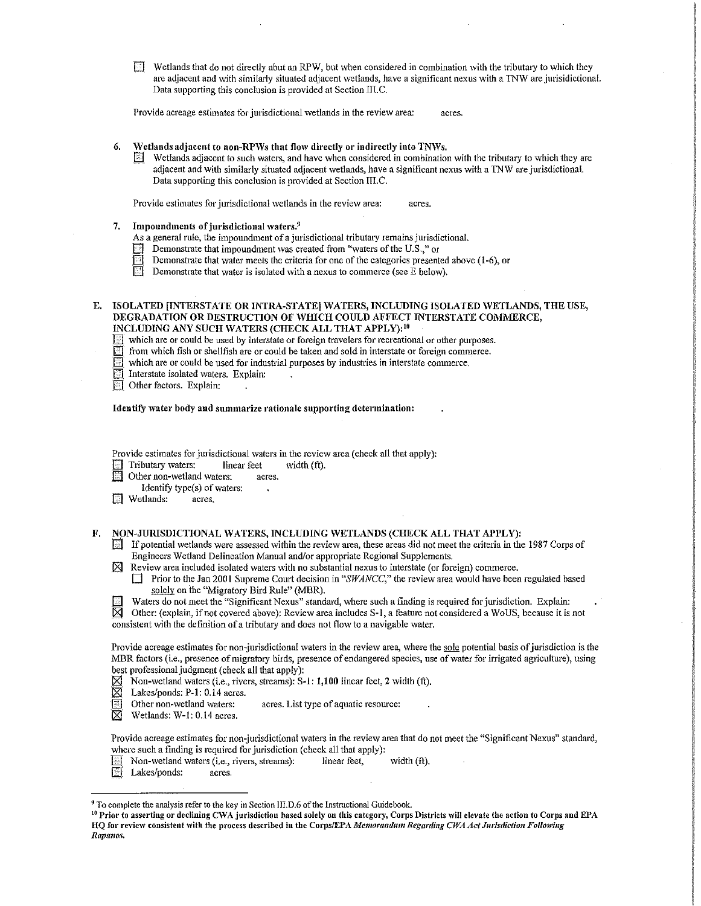☐ Wetlands that do not directly abut an RPW, but when considered in combination with the tributary to which they are adjacent and with similarly situated adjacent wetlands, have a significant nexus with a TNW are jurisdictional. Data supporting this conclusion is provided at Section III.C.

Provide acreage estimates for jurisdictional wetlands in the review area: acres.

**6. Wetlands adjacent to non-RPWs that flow directly or indirectly into TNWs.**

☐ Wetlands adjacent to such waters, and have when considered in combination with the tributary to which they are adjacent and with similarly situated adjacent wetlands, have a significant nexus with a TNW are jurisdictional. Data supporting this conclusion is provided at Section III.C.

Provide estimates for jurisdictional wetlands in the review area: acres.

**7. Impoundments of jurisdictional waters.**[9]

As a general rule, the impoundment of a jurisdictional tributary remains jurisdictional.

☐ Demonstrate that impoundment was created from "waters of the U.S.," or
☐ Demonstrate that water meets the criteria for one of the categories presented above (1-6), or
☐ Demonstrate that water is isolated with a nexus to commerce (see E below).

**E. ISOLATED [INTERSTATE OR INTRA-STATE] WATERS, INCLUDING ISOLATED WETLANDS, THE USE, DEGRADATION OR DESTRUCTION OF WHICH COULD AFFECT INTERSTATE COMMERCE, INCLUDING ANY SUCH WATERS (CHECK ALL THAT APPLY):**[10]

☐ which are or could be used by interstate or foreign travelers for recreational or other purposes.
☐ from which fish or shellfish are or could be taken and sold in interstate or foreign commerce.
☐ which are or could be used for industrial purposes by industries in interstate commerce.
☐ Interstate isolated waters. Explain: .
☐ Other factors. Explain: .

**Identify water body and summarize rationale supporting determination:** .

Provide estimates for jurisdictional waters in the review area (check all that apply):

☐ Tributary waters: linear feet width (ft).
☐ Other non-wetland waters: acres.
  Identify type(s) of waters: .
☐ Wetlands: acres.

**F. NON-JURISDICTIONAL WATERS, INCLUDING WETLANDS (CHECK ALL THAT APPLY):**

☐ If potential wetlands were assessed within the review area, these areas did not meet the criteria in the 1987 Corps of Engineers Wetland Delineation Manual and/or appropriate Regional Supplements.
☒ Review area included isolated waters with no substantial nexus to interstate (or foreign) commerce.
  ☐ Prior to the Jan 2001 Supreme Court decision in "*SWANCC*," the review area would have been regulated based solely on the "Migratory Bird Rule" (MBR).
☐ Waters do not meet the "Significant Nexus" standard, where such a finding is required for jurisdiction. Explain: .
☒ Other: (explain, if not covered above): Review area includes S-1, a feature not considered a WoUS, because it is not consistent with the definition of a tributary and does not flow to a navigable water.

Provide acreage estimates for non-jurisdictional waters in the review area, where the sole potential basis of jurisdiction is the MBR factors (i.e., presence of migratory birds, presence of endangered species, use of water for irrigated agriculture), using best professional judgment (check all that apply):

☒ Non-wetland waters (i.e., rivers, streams): S-1: 1,100 linear feet, 2 width (ft).
☒ Lakes/ponds: P-1: 0.14 acres.
☐ Other non-wetland waters: acres. List type of aquatic resource: .
☒ Wetlands: W-1: 0.14 acres.

Provide acreage estimates for non-jurisdictional waters in the review area that do not meet the "Significant Nexus" standard, where such a finding is required for jurisdiction (check all that apply):

☐ Non-wetland waters (i.e., rivers, streams): linear feet, width (ft).
☐ Lakes/ponds: acres.

---

[9] To complete the analysis refer to the key in Section III.D.6 of the Instructional Guidebook.

[10] **Prior to asserting or declining CWA jurisdiction based solely on this category, Corps Districts will elevate the action to Corps and EPA HQ for review consistent with the process described in the Corps/EPA *Memorandum Regarding CWA Act Jurisdiction Following Rapanos.***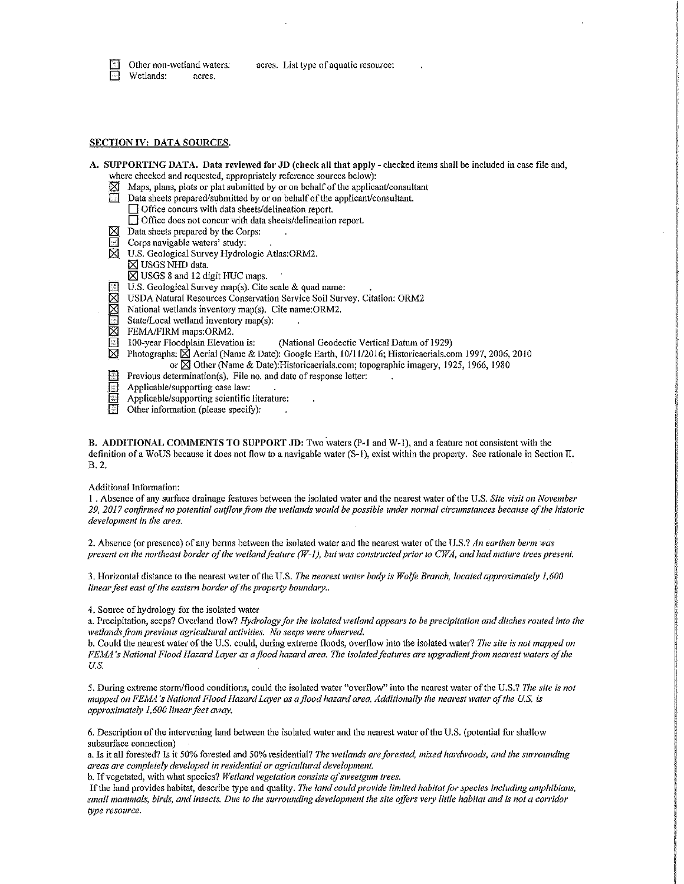☐ Other non-wetland waters: acres. List type of aquatic resource: .
☐ Wetlands: acres.

## SECTION IV: DATA SOURCES.

**A. SUPPORTING DATA. Data reviewed for JD (check all that apply - checked items shall be included in case file and, where checked and requested, appropriately reference sources below):**

- ☒ Maps, plans, plots or plat submitted by or on behalf of the applicant/consultant
- ☐ Data sheets prepared/submitted by or on behalf of the applicant/consultant.
  - ☐ Office concurs with data sheets/delineation report.
  - ☐ Office does not concur with data sheets/delineation report.
- ☒ Data sheets prepared by the Corps: .
- ☐ Corps navigable waters' study: .
- ☒ U.S. Geological Survey Hydrologic Atlas:ORM2.
  - ☒ USGS NHD data.
  - ☒ USGS 8 and 12 digit HUC maps.
- ☐ U.S. Geological Survey map(s). Cite scale & quad name: .
- ☒ USDA Natural Resources Conservation Service Soil Survey. Citation: ORM2
- ☒ National wetlands inventory map(s). Cite name:ORM2.
- ☐ State/Local wetland inventory map(s): .
- ☒ FEMA/FIRM maps:ORM2.
- ☐ 100-year Floodplain Elevation is: (National Geodectic Vertical Datum of 1929)
- ☒ Photographs: ☒ Aerial (Name & Date): Google Earth, 10/11/2016; Historicaerials.com 1997, 2006, 2010
  or ☒ Other (Name & Date):Historicaerials.com; topographic imagery, 1925, 1966, 1980
- ☐ Previous determination(s). File no. and date of response letter: .
- ☐ Applicable/supporting case law: .
- ☐ Applicable/supporting scientific literature: .
- ☐ Other information (please specify): .

**B. ADDITIONAL COMMENTS TO SUPPORT JD:** Two waters (P-1 and W-1), and a feature not consistent with the definition of a WoUS because it does not flow to a navigable water (S-1), exist within the property. See rationale in Section II. B. 2.

Additional Information:

1 . Absence of any surface drainage features between the isolated water and the nearest water of the U.S. *Site visit on November 29, 2017 confirmed no potential outflow from the wetlands would be possible under normal circumstances because of the historic development in the area.*

2. Absence (or presence) of any berms between the isolated water and the nearest water of the U.S.? *An earthen berm was present on the northeast border of the wetland feature (W-1), but was constructed prior to CWA, and had mature trees present.*

3. Horizontal distance to the nearest water of the U.S. *The nearest water body is Wolfe Branch, located approximately 1,600 linear feet east of the eastern border of the property boundary..*

4. Source of hydrology for the isolated water

a. Precipitation, seeps? Overland flow? *Hydrology for the isolated wetland appears to be precipitation and ditches routed into the wetlands from previous agricultural activities. No seeps were observed.*

b. Could the nearest water of the U.S. could, during extreme floods, overflow into the isolated water? *The site is not mapped on FEMA's National Flood Hazard Layer as a flood hazard area. The isolated features are upgradient from nearest waters of the U.S.*

5. During extreme storm/flood conditions, could the isolated water "overflow" into the nearest water of the U.S.? *The site is not mapped on FEMA's National Flood Hazard Layer as a flood hazard area. Additionally the nearest water of the U.S. is approximately 1,600 linear feet away.*

6. Description of the intervening land between the isolated water and the nearest water of the U.S. (potential for shallow subsurface connection)

a. Is it all forested? Is it 50% forested and 50% residential? *The wetlands are forested, mixed hardwoods, and the surrounding areas are completely developed in residential or agricultural development.*

b. If vegetated, with what species? *Wetland vegetation consists of sweetgum trees.*

If the land provides habitat, describe type and quality. *The land could provide limited habitat for species including amphibians, small mammals, birds, and insects. Due to the surrounding development the site offers very little habitat and is not a corridor type resource.*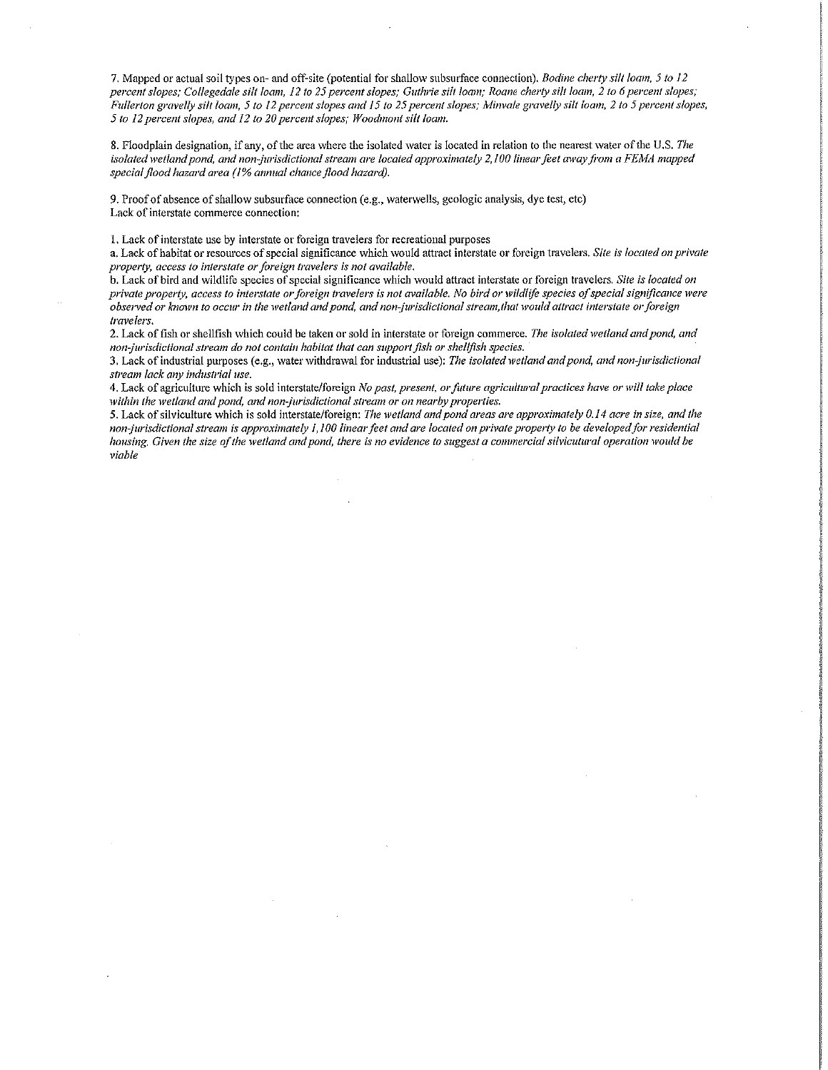7. Mapped or actual soil types on- and off-site (potential for shallow subsurface connection). *Bodine cherty silt loam, 5 to 12 percent slopes; Collegedale silt loam, 12 to 25 percent slopes; Guthrie silt loam; Roane cherty silt loam, 2 to 6 percent slopes; Fullerton gravelly silt loam, 5 to 12 percent slopes and 15 to 25 percent slopes; Minvale gravelly silt loam, 2 to 5 percent slopes, 5 to 12 percent slopes, and 12 to 20 percent slopes; Woodmont silt loam.*

8. Floodplain designation, if any, of the area where the isolated water is located in relation to the nearest water of the U.S. *The isolated wetland pond, and non-jurisdictional stream are located approximately 2,100 linear feet away from a FEMA mapped special flood hazard area (1% annual chance flood hazard).*

9. Proof of absence of shallow subsurface connection (e.g., waterwells, geologic analysis, dye test, etc)
Lack of interstate commerce connection:

1. Lack of interstate use by interstate or foreign travelers for recreational purposes
a. Lack of habitat or resources of special significance which would attract interstate or foreign travelers. *Site is located on private property, access to interstate or foreign travelers is not available.*
b. Lack of bird and wildlife species of special significance which would attract interstate or foreign travelers. *Site is located on private property, access to interstate or foreign travelers is not available. No bird or wildlife species of special significance were observed or known to occur in the wetland and pond, and non-jurisdictional stream,that would attract interstate or foreign travelers.*
2. Lack of fish or shellfish which could be taken or sold in interstate or foreign commerce. *The isolated wetland and pond, and non-jurisdictional stream do not contain habitat that can support fish or shellfish species.*
3. Lack of industrial purposes (e.g., water withdrawal for industrial use): *The isolated wetland and pond, and non-jurisdictional stream lack any industrial use.*
4. Lack of agriculture which is sold interstate/foreign *No past, present, or future agricultural practices have or will take place within the wetland and pond, and non-jurisdictional stream or on nearby properties.*
5. Lack of silviculture which is sold interstate/foreign: *The wetland and pond areas are approximately 0.14 acre in size, and the non-jurisdictional stream is approximately 1,100 linear feet and are located on private property to be developed for residential housing. Given the size of the wetland and pond, there is no evidence to suggest a commercial silvicutural operation would be viable*